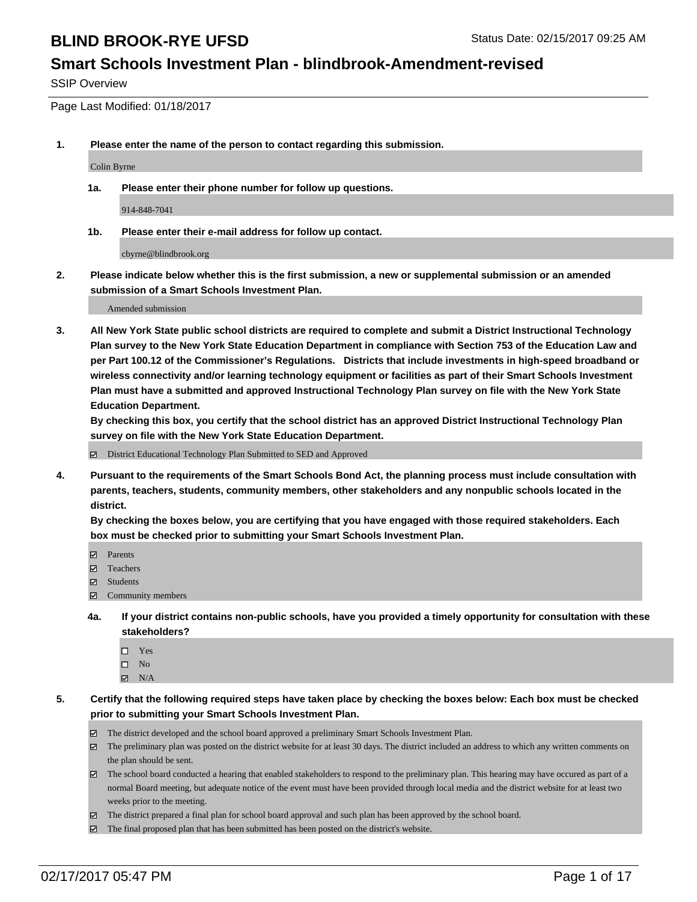# BLIND BROOK-RYE UFSD

Status Date: 02/15/2017 09:25 AM

## Smart Schools Investment Plan - blindbrook-Amendment-revised

SSIP Overview

Page Last Modified: 01/18/2017

**1. Please enter the name of the person to contact regarding this submission.**

Colin Byrne

**1a. Please enter their phone number for follow up questions.**

914-848-7041

**1b. Please enter their e-mail address for follow up contact.**

cbyrne@blindbrook.org

**2. Please indicate below whether this is the first submission, a new or supplemental submission or an amended submission of a Smart Schools Investment Plan.**

Amended submission

**3. All New York State public school districts are required to complete and submit a District Instructional Technology Plan survey to the New York State Education Department in compliance with Section 753 of the Education Law and per Part 100.12 of the Commissioner's Regulations. Districts that include investments in high-speed broadband or wireless connectivity and/or learning technology equipment or facilities as part of their Smart Schools Investment Plan must have a submitted and approved Instructional Technology Plan survey on file with the New York State Education Department.**
**By checking this box, you certify that the school district has an approved District Instructional Technology Plan survey on file with the New York State Education Department.**

- ☑ District Educational Technology Plan Submitted to SED and Approved

**4. Pursuant to the requirements of the Smart Schools Bond Act, the planning process must include consultation with parents, teachers, students, community members, other stakeholders and any nonpublic schools located in the district.**
**By checking the boxes below, you are certifying that you have engaged with those required stakeholders. Each box must be checked prior to submitting your Smart Schools Investment Plan.**

- ☑ Parents
- ☑ Teachers
- ☑ Students
- ☑ Community members

**4a. If your district contains non-public schools, have you provided a timely opportunity for consultation with these stakeholders?**

- ☐ Yes
- ☐ No
- ☑ N/A

**5. Certify that the following required steps have taken place by checking the boxes below: Each box must be checked prior to submitting your Smart Schools Investment Plan.**

- ☑ The district developed and the school board approved a preliminary Smart Schools Investment Plan.
- ☑ The preliminary plan was posted on the district website for at least 30 days. The district included an address to which any written comments on the plan should be sent.
- ☑ The school board conducted a hearing that enabled stakeholders to respond to the preliminary plan. This hearing may have occured as part of a normal Board meeting, but adequate notice of the event must have been provided through local media and the district website for at least two weeks prior to the meeting.
- ☑ The district prepared a final plan for school board approval and such plan has been approved by the school board.
- ☑ The final proposed plan that has been submitted has been posted on the district's website.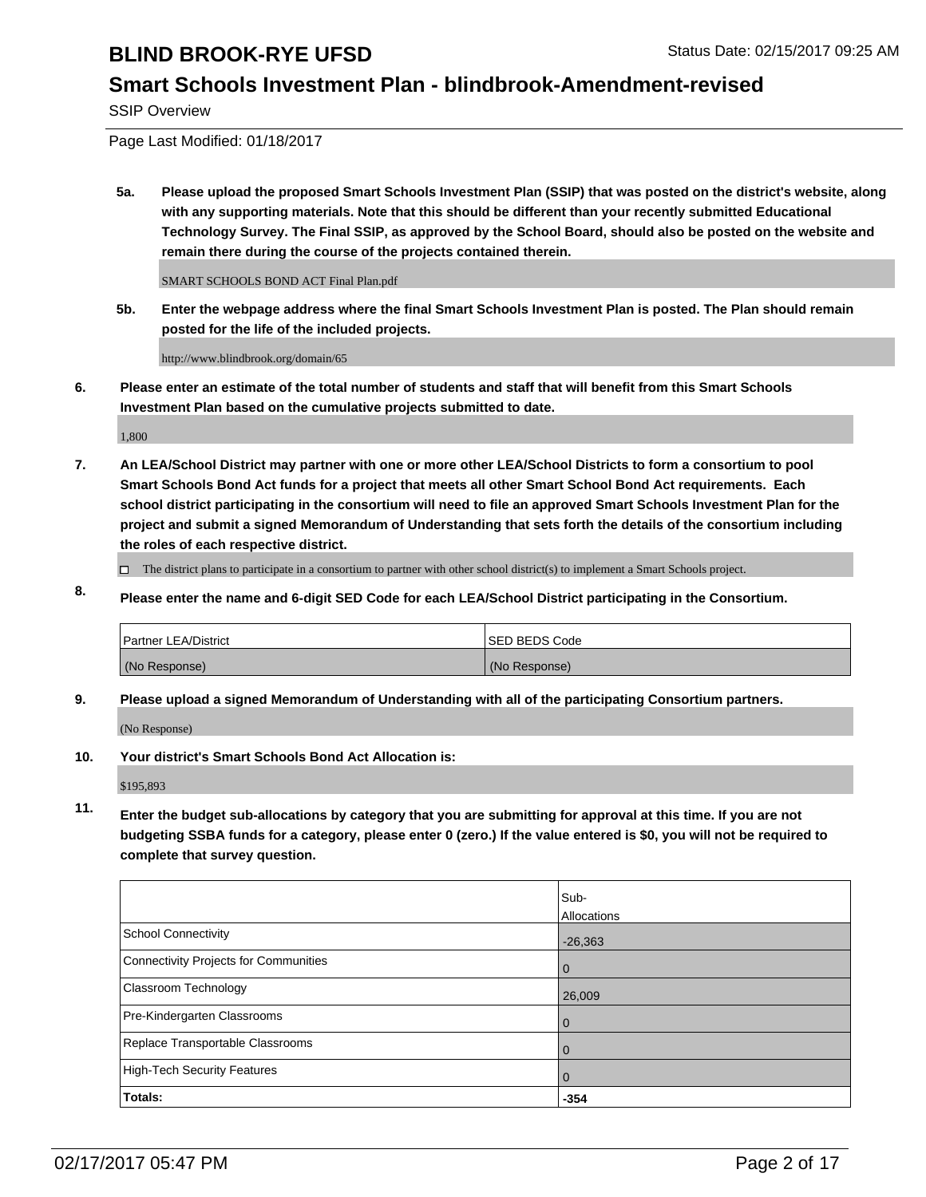**5a. Please upload the proposed Smart Schools Investment Plan (SSIP) that was posted on the district's website, along with any supporting materials. Note that this should be different than your recently submitted Educational Technology Survey. The Final SSIP, as approved by the School Board, should also be posted on the website and remain there during the course of the projects contained therein.**

SMART SCHOOLS BOND ACT Final Plan.pdf

**5b. Enter the webpage address where the final Smart Schools Investment Plan is posted. The Plan should remain posted for the life of the included projects.**

http://www.blindbrook.org/domain/65

**6. Please enter an estimate of the total number of students and staff that will benefit from this Smart Schools Investment Plan based on the cumulative projects submitted to date.**

1,800

**7. An LEA/School District may partner with one or more other LEA/School Districts to form a consortium to pool Smart Schools Bond Act funds for a project that meets all other Smart School Bond Act requirements. Each school district participating in the consortium will need to file an approved Smart Schools Investment Plan for the project and submit a signed Memorandum of Understanding that sets forth the details of the consortium including the roles of each respective district.**

☐ The district plans to participate in a consortium to partner with other school district(s) to implement a Smart Schools project.

**8. Please enter the name and 6-digit SED Code for each LEA/School District participating in the Consortium.**

| Partner LEA/District | SED BEDS Code |
|---|---|
| (No Response) | (No Response) |

**9. Please upload a signed Memorandum of Understanding with all of the participating Consortium partners.**

(No Response)

**10. Your district's Smart Schools Bond Act Allocation is:**

$195,893

**11. Enter the budget sub-allocations by category that you are submitting for approval at this time. If you are not budgeting SSBA funds for a category, please enter 0 (zero.) If the value entered is $0, you will not be required to complete that survey question.**

| | Sub-Allocations |
|---|---|
| School Connectivity | -26,363 |
| Connectivity Projects for Communities | 0 |
| Classroom Technology | 26,009 |
| Pre-Kindergarten Classrooms | 0 |
| Replace Transportable Classrooms | 0 |
| High-Tech Security Features | 0 |
| **Totals:** | **-354** |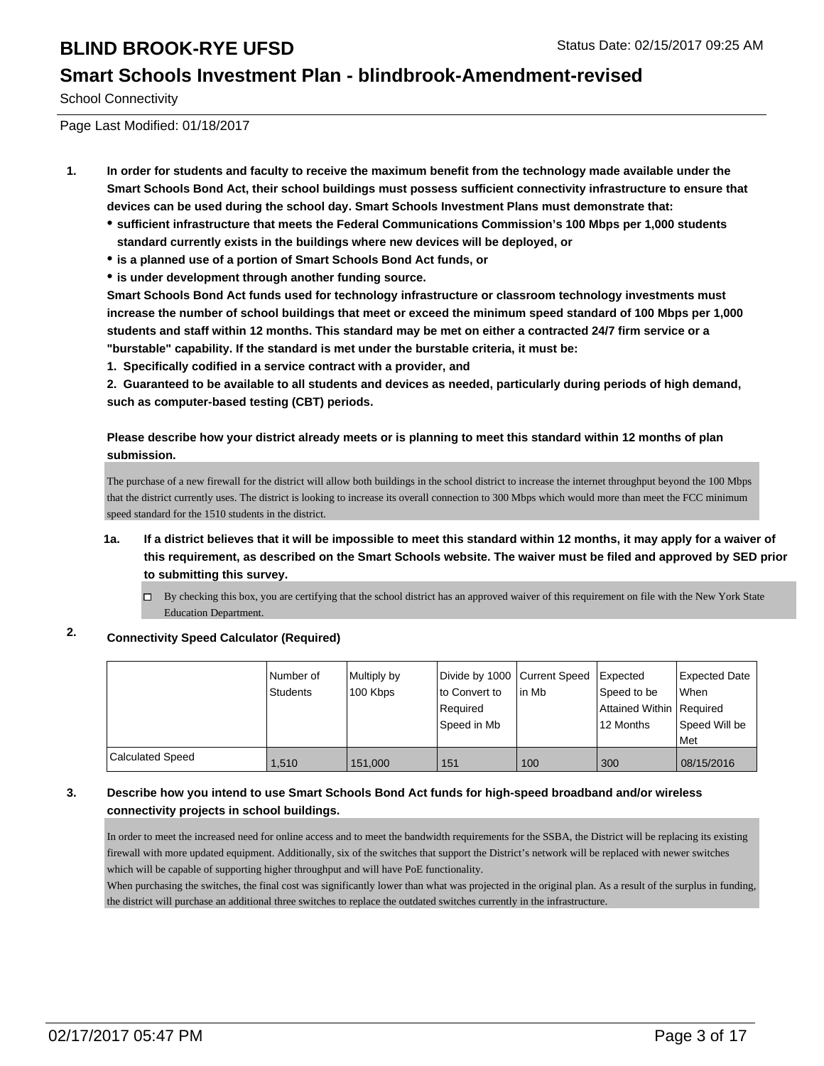# BLIND BROOK-RYE UFSD

## Smart Schools Investment Plan - blindbrook-Amendment-revised

School Connectivity

Page Last Modified: 01/18/2017

**1. In order for students and faculty to receive the maximum benefit from the technology made available under the Smart Schools Bond Act, their school buildings must possess sufficient connectivity infrastructure to ensure that devices can be used during the school day. Smart Schools Investment Plans must demonstrate that:**

- **sufficient infrastructure that meets the Federal Communications Commission's 100 Mbps per 1,000 students standard currently exists in the buildings where new devices will be deployed, or**
- **is a planned use of a portion of Smart Schools Bond Act funds, or**
- **is under development through another funding source.**

**Smart Schools Bond Act funds used for technology infrastructure or classroom technology investments must increase the number of school buildings that meet or exceed the minimum speed standard of 100 Mbps per 1,000 students and staff within 12 months. This standard may be met on either a contracted 24/7 firm service or a "burstable" capability. If the standard is met under the burstable criteria, it must be:**

**1. Specifically codified in a service contract with a provider, and**

**2. Guaranteed to be available to all students and devices as needed, particularly during periods of high demand, such as computer-based testing (CBT) periods.**

**Please describe how your district already meets or is planning to meet this standard within 12 months of plan submission.**

The purchase of a new firewall for the district will allow both buildings in the school district to increase the internet throughput beyond the 100 Mbps that the district currently uses. The district is looking to increase its overall connection to 300 Mbps which would more than meet the FCC minimum speed standard for the 1510 students in the district.

**1a. If a district believes that it will be impossible to meet this standard within 12 months, it may apply for a waiver of this requirement, as described on the Smart Schools website. The waiver must be filed and approved by SED prior to submitting this survey.**

☐ By checking this box, you are certifying that the school district has an approved waiver of this requirement on file with the New York State Education Department.

**2. Connectivity Speed Calculator (Required)**

| | Number of Students | Multiply by 100 Kbps | Divide by 1000 to Convert to Required Speed in Mb | Current Speed in Mb | Expected Speed to be Attained Within 12 Months | Expected Date When Required Speed Will be Met |
|---|---|---|---|---|---|---|
| Calculated Speed | 1,510 | 151,000 | 151 | 100 | 300 | 08/15/2016 |

**3. Describe how you intend to use Smart Schools Bond Act funds for high-speed broadband and/or wireless connectivity projects in school buildings.**

In order to meet the increased need for online access and to meet the bandwidth requirements for the SSBA, the District will be replacing its existing firewall with more updated equipment. Additionally, six of the switches that support the District's network will be replaced with newer switches which will be capable of supporting higher throughput and will have PoE functionality.
When purchasing the switches, the final cost was significantly lower than what was projected in the original plan. As a result of the surplus in funding, the district will purchase an additional three switches to replace the outdated switches currently in the infrastructure.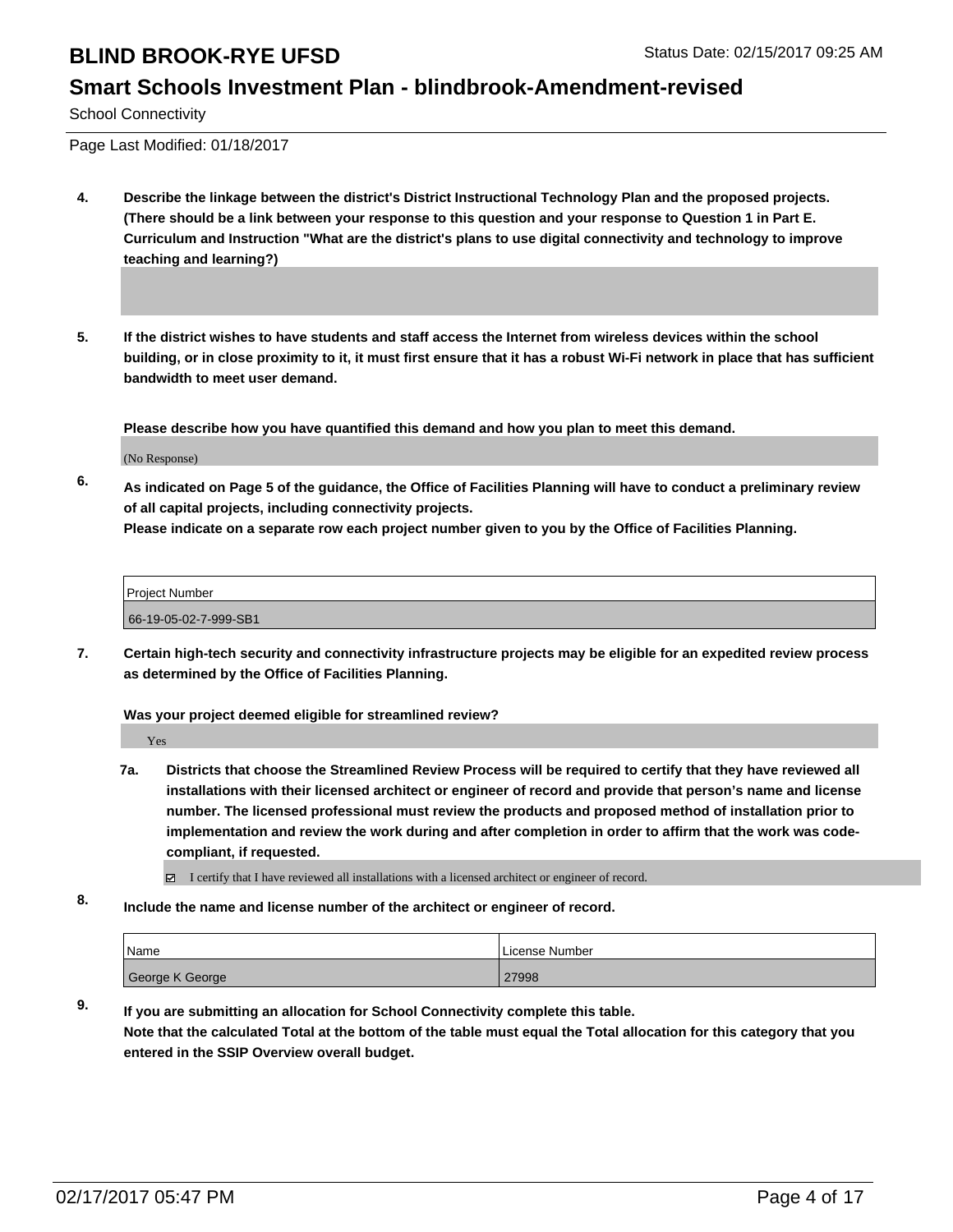School Connectivity

Page Last Modified: 01/18/2017

**4. Describe the linkage between the district's District Instructional Technology Plan and the proposed projects. (There should be a link between your response to this question and your response to Question 1 in Part E. Curriculum and Instruction "What are the district's plans to use digital connectivity and technology to improve teaching and learning?)**

**5. If the district wishes to have students and staff access the Internet from wireless devices within the school building, or in close proximity to it, it must first ensure that it has a robust Wi-Fi network in place that has sufficient bandwidth to meet user demand.**

**Please describe how you have quantified this demand and how you plan to meet this demand.**

(No Response)

**6. As indicated on Page 5 of the guidance, the Office of Facilities Planning will have to conduct a preliminary review of all capital projects, including connectivity projects. Please indicate on a separate row each project number given to you by the Office of Facilities Planning.**

| Project Number |
| --- |
| 66-19-05-02-7-999-SB1 |

**7. Certain high-tech security and connectivity infrastructure projects may be eligible for an expedited review process as determined by the Office of Facilities Planning.**

**Was your project deemed eligible for streamlined review?**

Yes

**7a. Districts that choose the Streamlined Review Process will be required to certify that they have reviewed all installations with their licensed architect or engineer of record and provide that person's name and license number. The licensed professional must review the products and proposed method of installation prior to implementation and review the work during and after completion in order to affirm that the work was code-compliant, if requested.**

☑ I certify that I have reviewed all installations with a licensed architect or engineer of record.

**8. Include the name and license number of the architect or engineer of record.**

| Name | License Number |
| --- | --- |
| George K George | 27998 |

**9. If you are submitting an allocation for School Connectivity complete this table. Note that the calculated Total at the bottom of the table must equal the Total allocation for this category that you entered in the SSIP Overview overall budget.**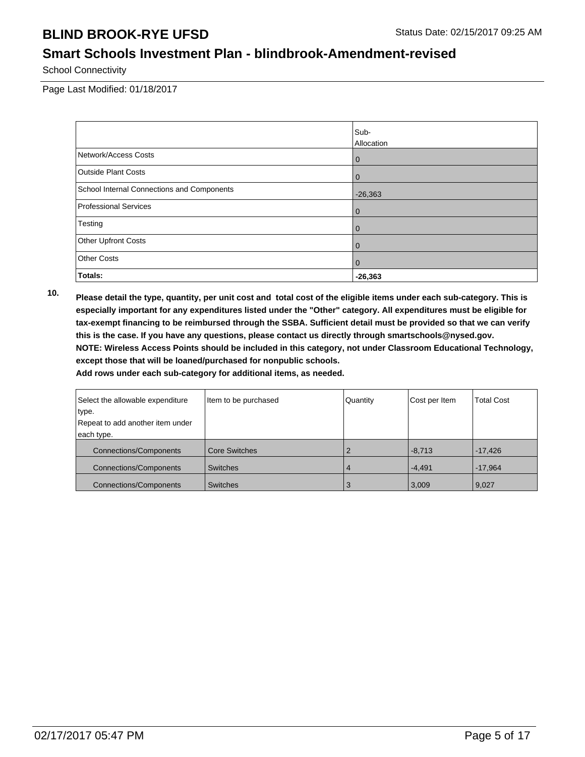# BLIND BROOK-RYE UFSD

Status Date: 02/15/2017 09:25 AM

## Smart Schools Investment Plan - blindbrook-Amendment-revised

School Connectivity

Page Last Modified: 01/18/2017

| | Sub-Allocation |
|---|---|
| Network/Access Costs | 0 |
| Outside Plant Costs | 0 |
| School Internal Connections and Components | -26,363 |
| Professional Services | 0 |
| Testing | 0 |
| Other Upfront Costs | 0 |
| Other Costs | 0 |
| **Totals:** | **-26,363** |

**10. Please detail the type, quantity, per unit cost and total cost of the eligible items under each sub-category. This is especially important for any expenditures listed under the "Other" category. All expenditures must be eligible for tax-exempt financing to be reimbursed through the SSBA. Sufficient detail must be provided so that we can verify this is the case. If you have any questions, please contact us directly through smartschools@nysed.gov.**
**NOTE: Wireless Access Points should be included in this category, not under Classroom Educational Technology, except those that will be loaned/purchased for nonpublic schools.**
**Add rows under each sub-category for additional items, as needed.**

| Select the allowable expenditure type. Repeat to add another item under each type. | Item to be purchased | Quantity | Cost per Item | Total Cost |
|---|---|---|---|---|
| Connections/Components | Core Switches | 2 | -8,713 | -17,426 |
| Connections/Components | Switches | 4 | -4,491 | -17,964 |
| Connections/Components | Switches | 3 | 3,009 | 9,027 |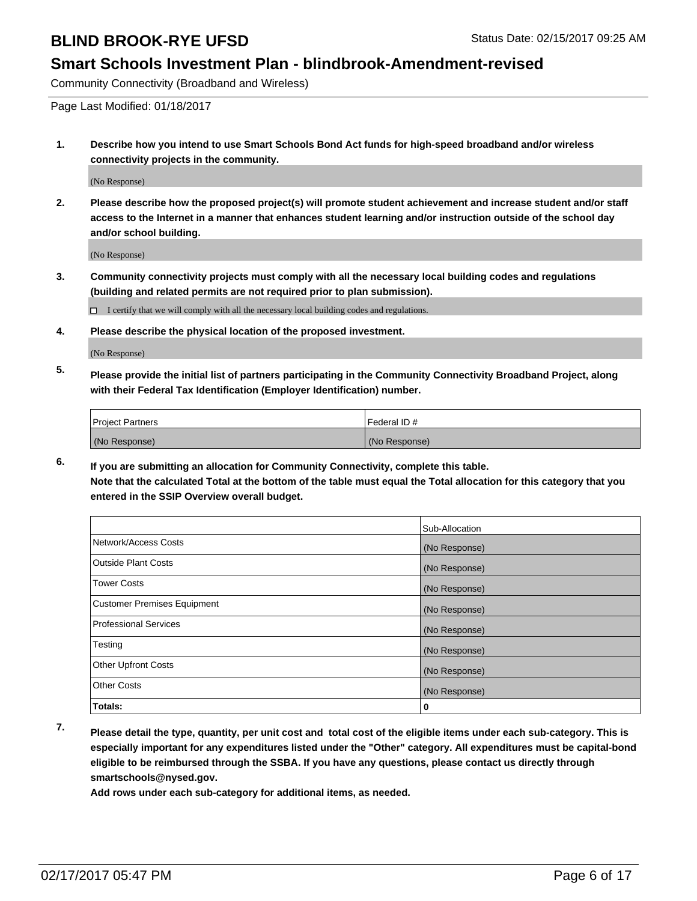# BLIND BROOK-RYE UFSD

Status Date: 02/15/2017 09:25 AM

## Smart Schools Investment Plan - blindbrook-Amendment-revised

Community Connectivity (Broadband and Wireless)

Page Last Modified: 01/18/2017

**1. Describe how you intend to use Smart Schools Bond Act funds for high-speed broadband and/or wireless connectivity projects in the community.**

(No Response)

**2. Please describe how the proposed project(s) will promote student achievement and increase student and/or staff access to the Internet in a manner that enhances student learning and/or instruction outside of the school day and/or school building.**

(No Response)

**3. Community connectivity projects must comply with all the necessary local building codes and regulations (building and related permits are not required prior to plan submission).**

☐ I certify that we will comply with all the necessary local building codes and regulations.

**4. Please describe the physical location of the proposed investment.**

(No Response)

**5. Please provide the initial list of partners participating in the Community Connectivity Broadband Project, along with their Federal Tax Identification (Employer Identification) number.**

| Project Partners | Federal ID # |
|---|---|
| (No Response) | (No Response) |

**6. If you are submitting an allocation for Community Connectivity, complete this table. Note that the calculated Total at the bottom of the table must equal the Total allocation for this category that you entered in the SSIP Overview overall budget.**

| | Sub-Allocation |
|---|---|
| Network/Access Costs | (No Response) |
| Outside Plant Costs | (No Response) |
| Tower Costs | (No Response) |
| Customer Premises Equipment | (No Response) |
| Professional Services | (No Response) |
| Testing | (No Response) |
| Other Upfront Costs | (No Response) |
| Other Costs | (No Response) |
| **Totals:** | **0** |

**7. Please detail the type, quantity, per unit cost and total cost of the eligible items under each sub-category. This is especially important for any expenditures listed under the "Other" category. All expenditures must be capital-bond eligible to be reimbursed through the SSBA. If you have any questions, please contact us directly through smartschools@nysed.gov.**

**Add rows under each sub-category for additional items, as needed.**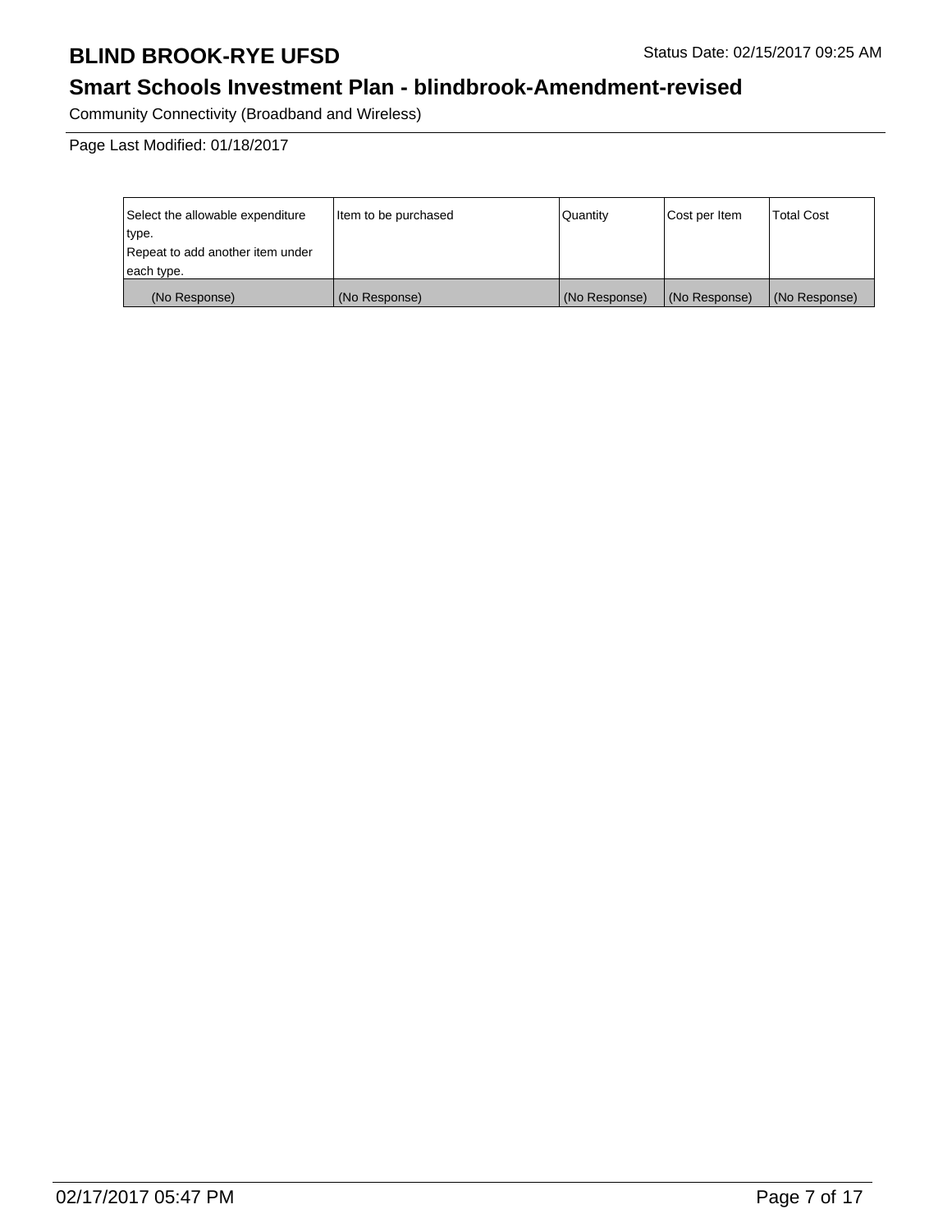# BLIND BROOK-RYE UFSD

Status Date: 02/15/2017 09:25 AM

## Smart Schools Investment Plan - blindbrook-Amendment-revised

Community Connectivity (Broadband and Wireless)

Page Last Modified: 01/18/2017

| Select the allowable expenditure type. Repeat to add another item under each type. | Item to be purchased | Quantity | Cost per Item | Total Cost |
|---|---|---|---|---|
| (No Response) | (No Response) | (No Response) | (No Response) | (No Response) |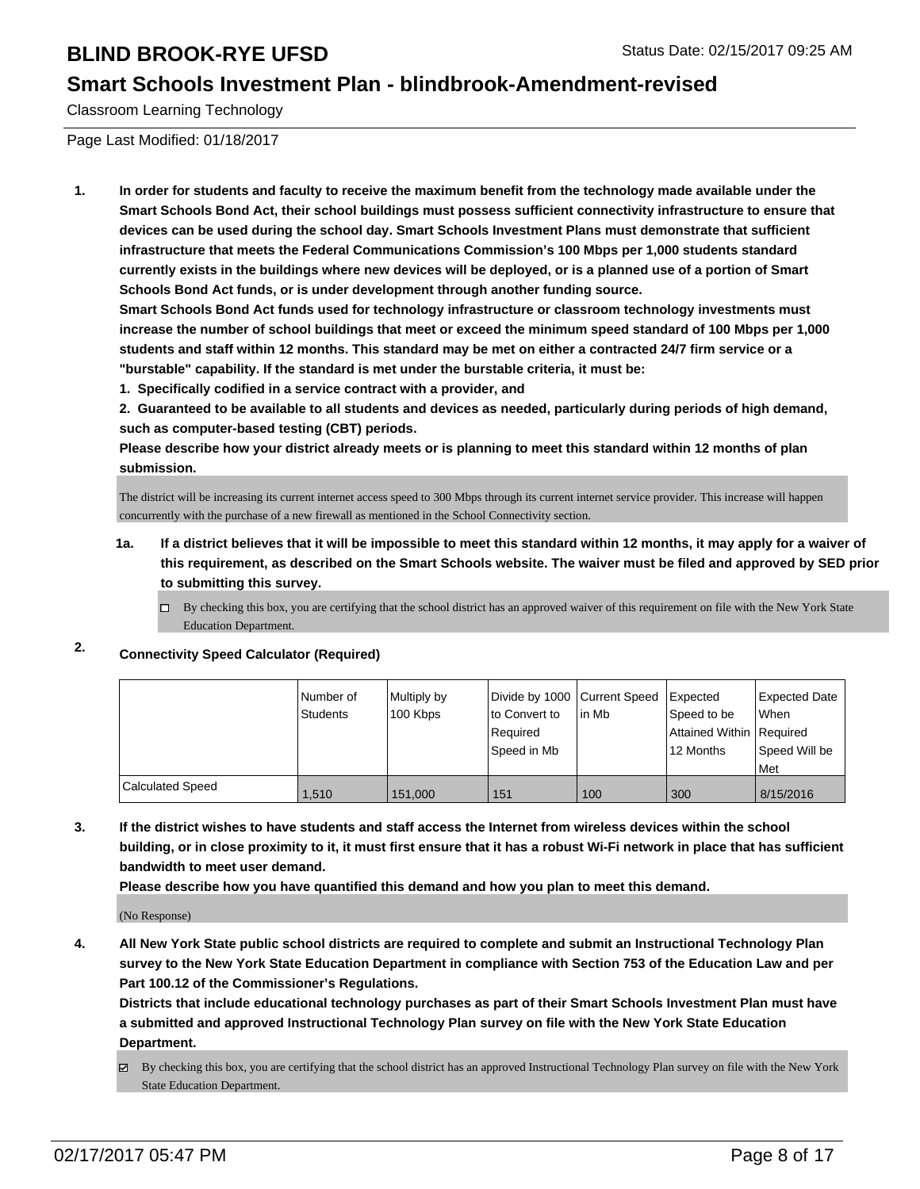# BLIND BROOK-RYE UFSD

Status Date: 02/15/2017 09:25 AM

## Smart Schools Investment Plan - blindbrook-Amendment-revised

Classroom Learning Technology

Page Last Modified: 01/18/2017

**1. In order for students and faculty to receive the maximum benefit from the technology made available under the Smart Schools Bond Act, their school buildings must possess sufficient connectivity infrastructure to ensure that devices can be used during the school day. Smart Schools Investment Plans must demonstrate that sufficient infrastructure that meets the Federal Communications Commission's 100 Mbps per 1,000 students standard currently exists in the buildings where new devices will be deployed, or is a planned use of a portion of Smart Schools Bond Act funds, or is under development through another funding source.**

**Smart Schools Bond Act funds used for technology infrastructure or classroom technology investments must increase the number of school buildings that meet or exceed the minimum speed standard of 100 Mbps per 1,000 students and staff within 12 months. This standard may be met on either a contracted 24/7 firm service or a "burstable" capability. If the standard is met under the burstable criteria, it must be:**

**1. Specifically codified in a service contract with a provider, and**

**2. Guaranteed to be available to all students and devices as needed, particularly during periods of high demand, such as computer-based testing (CBT) periods.**

**Please describe how your district already meets or is planning to meet this standard within 12 months of plan submission.**

The district will be increasing its current internet access speed to 300 Mbps through its current internet service provider. This increase will happen concurrently with the purchase of a new firewall as mentioned in the School Connectivity section.

**1a. If a district believes that it will be impossible to meet this standard within 12 months, it may apply for a waiver of this requirement, as described on the Smart Schools website. The waiver must be filed and approved by SED prior to submitting this survey.**

- ☐ By checking this box, you are certifying that the school district has an approved waiver of this requirement on file with the New York State Education Department.

**2. Connectivity Speed Calculator (Required)**

| | Number of Students | Multiply by 100 Kbps | Divide by 1000 to Convert to Required Speed in Mb | Current Speed in Mb | Expected Speed to be Attained Within 12 Months | Expected Date When Required Speed Will be Met |
|---|---|---|---|---|---|---|
| Calculated Speed | 1,510 | 151,000 | 151 | 100 | 300 | 8/15/2016 |

**3. If the district wishes to have students and staff access the Internet from wireless devices within the school building, or in close proximity to it, it must first ensure that it has a robust Wi-Fi network in place that has sufficient bandwidth to meet user demand.**

**Please describe how you have quantified this demand and how you plan to meet this demand.**

(No Response)

**4. All New York State public school districts are required to complete and submit an Instructional Technology Plan survey to the New York State Education Department in compliance with Section 753 of the Education Law and per Part 100.12 of the Commissioner's Regulations.**

**Districts that include educational technology purchases as part of their Smart Schools Investment Plan must have a submitted and approved Instructional Technology Plan survey on file with the New York State Education Department.**

- ☑ By checking this box, you are certifying that the school district has an approved Instructional Technology Plan survey on file with the New York State Education Department.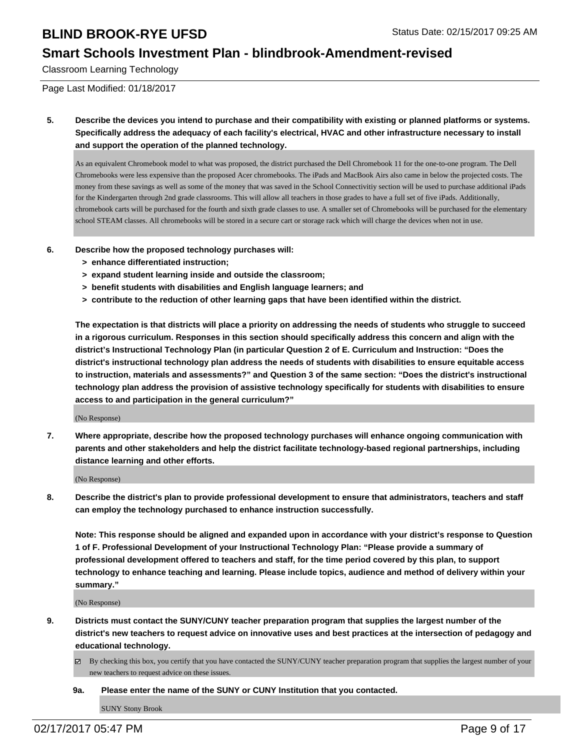Classroom Learning Technology

Page Last Modified: 01/18/2017

**5. Describe the devices you intend to purchase and their compatibility with existing or planned platforms or systems. Specifically address the adequacy of each facility's electrical, HVAC and other infrastructure necessary to install and support the operation of the planned technology.**

As an equivalent Chromebook model to what was proposed, the district purchased the Dell Chromebook 11 for the one-to-one program. The Dell Chromebooks were less expensive than the proposed Acer chromebooks. The iPads and MacBook Airs also came in below the projected costs. The money from these savings as well as some of the money that was saved in the School Connectivitiy section will be used to purchase additional iPads for the Kindergarten through 2nd grade classrooms. This will allow all teachers in those grades to have a full set of five iPads. Additionally, chromebook carts will be purchased for the fourth and sixth grade classes to use. A smaller set of Chromebooks will be purchased for the elementary school STEAM classes. All chromebooks will be stored in a secure cart or storage rack which will charge the devices when not in use.

**6. Describe how the proposed technology purchases will:**

- **> enhance differentiated instruction;**
- **> expand student learning inside and outside the classroom;**
- **> benefit students with disabilities and English language learners; and**
- **> contribute to the reduction of other learning gaps that have been identified within the district.**

**The expectation is that districts will place a priority on addressing the needs of students who struggle to succeed in a rigorous curriculum. Responses in this section should specifically address this concern and align with the district's Instructional Technology Plan (in particular Question 2 of E. Curriculum and Instruction: "Does the district's instructional technology plan address the needs of students with disabilities to ensure equitable access to instruction, materials and assessments?" and Question 3 of the same section: "Does the district's instructional technology plan address the provision of assistive technology specifically for students with disabilities to ensure access to and participation in the general curriculum?"**

(No Response)

**7. Where appropriate, describe how the proposed technology purchases will enhance ongoing communication with parents and other stakeholders and help the district facilitate technology-based regional partnerships, including distance learning and other efforts.**

(No Response)

**8. Describe the district's plan to provide professional development to ensure that administrators, teachers and staff can employ the technology purchased to enhance instruction successfully.**

**Note: This response should be aligned and expanded upon in accordance with your district's response to Question 1 of F. Professional Development of your Instructional Technology Plan: "Please provide a summary of professional development offered to teachers and staff, for the time period covered by this plan, to support technology to enhance teaching and learning. Please include topics, audience and method of delivery within your summary."**

(No Response)

**9. Districts must contact the SUNY/CUNY teacher preparation program that supplies the largest number of the district's new teachers to request advice on innovative uses and best practices at the intersection of pedagogy and educational technology.**

☑ By checking this box, you certify that you have contacted the SUNY/CUNY teacher preparation program that supplies the largest number of your new teachers to request advice on these issues.

**9a. Please enter the name of the SUNY or CUNY Institution that you contacted.**

SUNY Stony Brook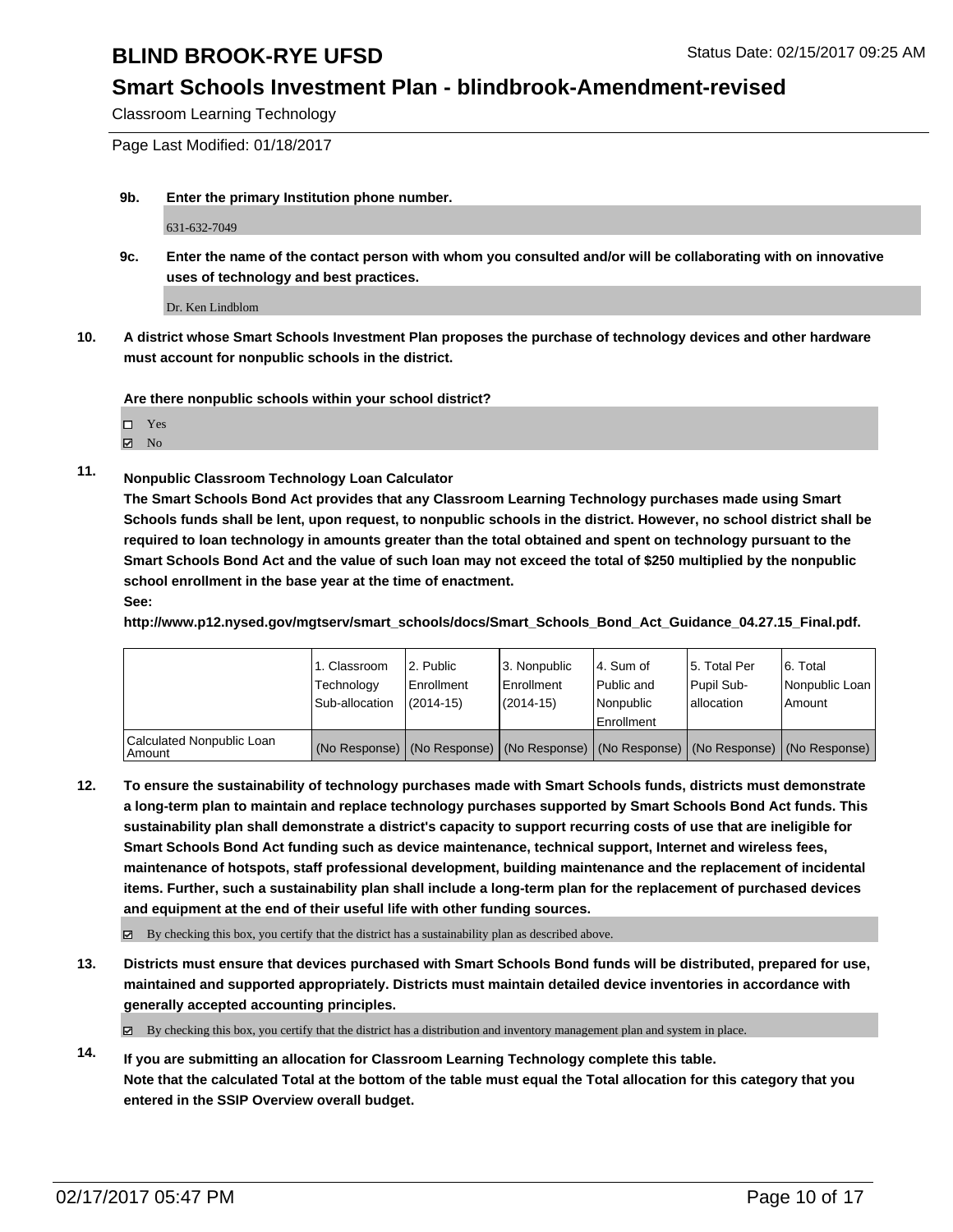**9b. Enter the primary Institution phone number.**

631-632-7049

**9c. Enter the name of the contact person with whom you consulted and/or will be collaborating with on innovative uses of technology and best practices.**

Dr. Ken Lindblom

**10. A district whose Smart Schools Investment Plan proposes the purchase of technology devices and other hardware must account for nonpublic schools in the district.**

**Are there nonpublic schools within your school district?**

- ☐ Yes
- ☑ No

**11. Nonpublic Classroom Technology Loan Calculator**

**The Smart Schools Bond Act provides that any Classroom Learning Technology purchases made using Smart Schools funds shall be lent, upon request, to nonpublic schools in the district. However, no school district shall be required to loan technology in amounts greater than the total obtained and spent on technology pursuant to the Smart Schools Bond Act and the value of such loan may not exceed the total of $250 multiplied by the nonpublic school enrollment in the base year at the time of enactment.**

**See:**

**http://www.p12.nysed.gov/mgtserv/smart_schools/docs/Smart_Schools_Bond_Act_Guidance_04.27.15_Final.pdf.**

| | 1. Classroom Technology Sub-allocation | 2. Public Enrollment (2014-15) | 3. Nonpublic Enrollment (2014-15) | 4. Sum of Public and Nonpublic Enrollment | 5. Total Per Pupil Sub-allocation | 6. Total Nonpublic Loan Amount |
|---|---|---|---|---|---|---|
| Calculated Nonpublic Loan Amount | (No Response) | (No Response) | (No Response) | (No Response) | (No Response) | (No Response) |

**12. To ensure the sustainability of technology purchases made with Smart Schools funds, districts must demonstrate a long-term plan to maintain and replace technology purchases supported by Smart Schools Bond Act funds. This sustainability plan shall demonstrate a district's capacity to support recurring costs of use that are ineligible for Smart Schools Bond Act funding such as device maintenance, technical support, Internet and wireless fees, maintenance of hotspots, staff professional development, building maintenance and the replacement of incidental items. Further, such a sustainability plan shall include a long-term plan for the replacement of purchased devices and equipment at the end of their useful life with other funding sources.**

☑ By checking this box, you certify that the district has a sustainability plan as described above.

**13. Districts must ensure that devices purchased with Smart Schools Bond funds will be distributed, prepared for use, maintained and supported appropriately. Districts must maintain detailed device inventories in accordance with generally accepted accounting principles.**

☑ By checking this box, you certify that the district has a distribution and inventory management plan and system in place.

**14. If you are submitting an allocation for Classroom Learning Technology complete this table. Note that the calculated Total at the bottom of the table must equal the Total allocation for this category that you entered in the SSIP Overview overall budget.**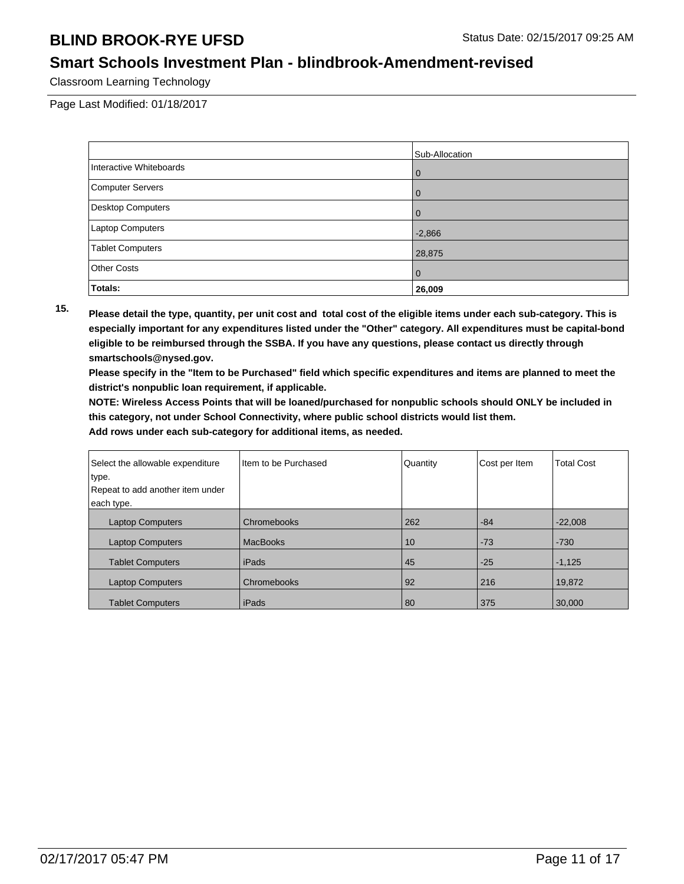Classroom Learning Technology

Page Last Modified: 01/18/2017

| | Sub-Allocation |
|---|---|
| Interactive Whiteboards | 0 |
| Computer Servers | 0 |
| Desktop Computers | 0 |
| Laptop Computers | -2,866 |
| Tablet Computers | 28,875 |
| Other Costs | 0 |
| **Totals:** | **26,009** |

**15.** **Please detail the type, quantity, per unit cost and total cost of the eligible items under each sub-category. This is especially important for any expenditures listed under the "Other" category. All expenditures must be capital-bond eligible to be reimbursed through the SSBA. If you have any questions, please contact us directly through smartschools@nysed.gov.**

**Please specify in the "Item to be Purchased" field which specific expenditures and items are planned to meet the district's nonpublic loan requirement, if applicable.**

**NOTE: Wireless Access Points that will be loaned/purchased for nonpublic schools should ONLY be included in this category, not under School Connectivity, where public school districts would list them.**

**Add rows under each sub-category for additional items, as needed.**

| Select the allowable expenditure type. Repeat to add another item under each type. | Item to be Purchased | Quantity | Cost per Item | Total Cost |
|---|---|---|---|---|
| Laptop Computers | Chromebooks | 262 | -84 | -22,008 |
| Laptop Computers | MacBooks | 10 | -73 | -730 |
| Tablet Computers | iPads | 45 | -25 | -1,125 |
| Laptop Computers | Chromebooks | 92 | 216 | 19,872 |
| Tablet Computers | iPads | 80 | 375 | 30,000 |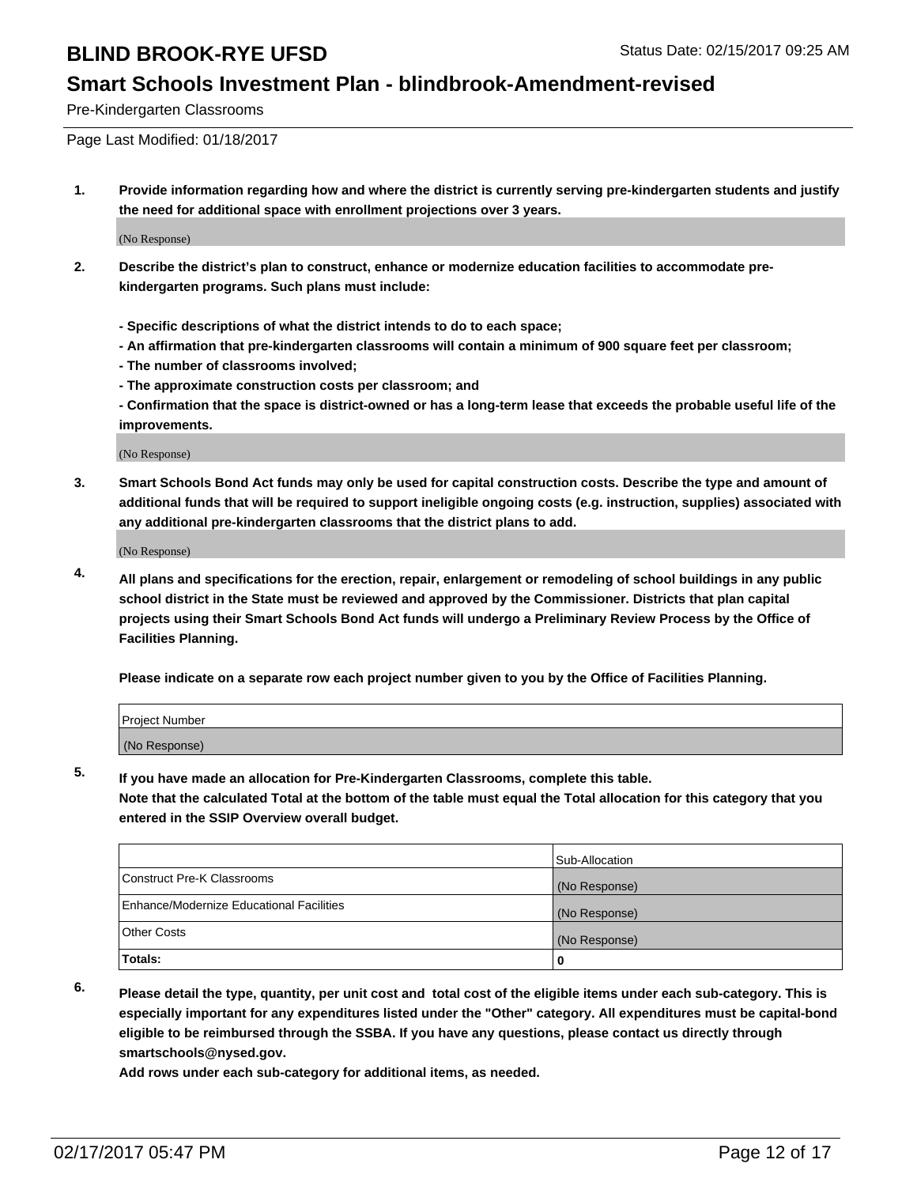# BLIND BROOK-RYE UFSD

Status Date: 02/15/2017 09:25 AM

## Smart Schools Investment Plan - blindbrook-Amendment-revised

Pre-Kindergarten Classrooms

Page Last Modified: 01/18/2017

1. **Provide information regarding how and where the district is currently serving pre-kindergarten students and justify the need for additional space with enrollment projections over 3 years.**

   (No Response)

2. **Describe the district's plan to construct, enhance or modernize education facilities to accommodate pre-kindergarten programs. Such plans must include:**

   **- Specific descriptions of what the district intends to do to each space;**
   **- An affirmation that pre-kindergarten classrooms will contain a minimum of 900 square feet per classroom;**
   **- The number of classrooms involved;**
   **- The approximate construction costs per classroom; and**
   **- Confirmation that the space is district-owned or has a long-term lease that exceeds the probable useful life of the improvements.**

   (No Response)

3. **Smart Schools Bond Act funds may only be used for capital construction costs. Describe the type and amount of additional funds that will be required to support ineligible ongoing costs (e.g. instruction, supplies) associated with any additional pre-kindergarten classrooms that the district plans to add.**

   (No Response)

4. **All plans and specifications for the erection, repair, enlargement or remodeling of school buildings in any public school district in the State must be reviewed and approved by the Commissioner. Districts that plan capital projects using their Smart Schools Bond Act funds will undergo a Preliminary Review Process by the Office of Facilities Planning.**

   **Please indicate on a separate row each project number given to you by the Office of Facilities Planning.**

| Project Number |
| --- |
| (No Response) |

5. **If you have made an allocation for Pre-Kindergarten Classrooms, complete this table.**
   **Note that the calculated Total at the bottom of the table must equal the Total allocation for this category that you entered in the SSIP Overview overall budget.**

| | Sub-Allocation |
| --- | --- |
| Construct Pre-K Classrooms | (No Response) |
| Enhance/Modernize Educational Facilities | (No Response) |
| Other Costs | (No Response) |
| **Totals:** | **0** |

6. **Please detail the type, quantity, per unit cost and total cost of the eligible items under each sub-category. This is especially important for any expenditures listed under the "Other" category. All expenditures must be capital-bond eligible to be reimbursed through the SSBA. If you have any questions, please contact us directly through smartschools@nysed.gov.**

   **Add rows under each sub-category for additional items, as needed.**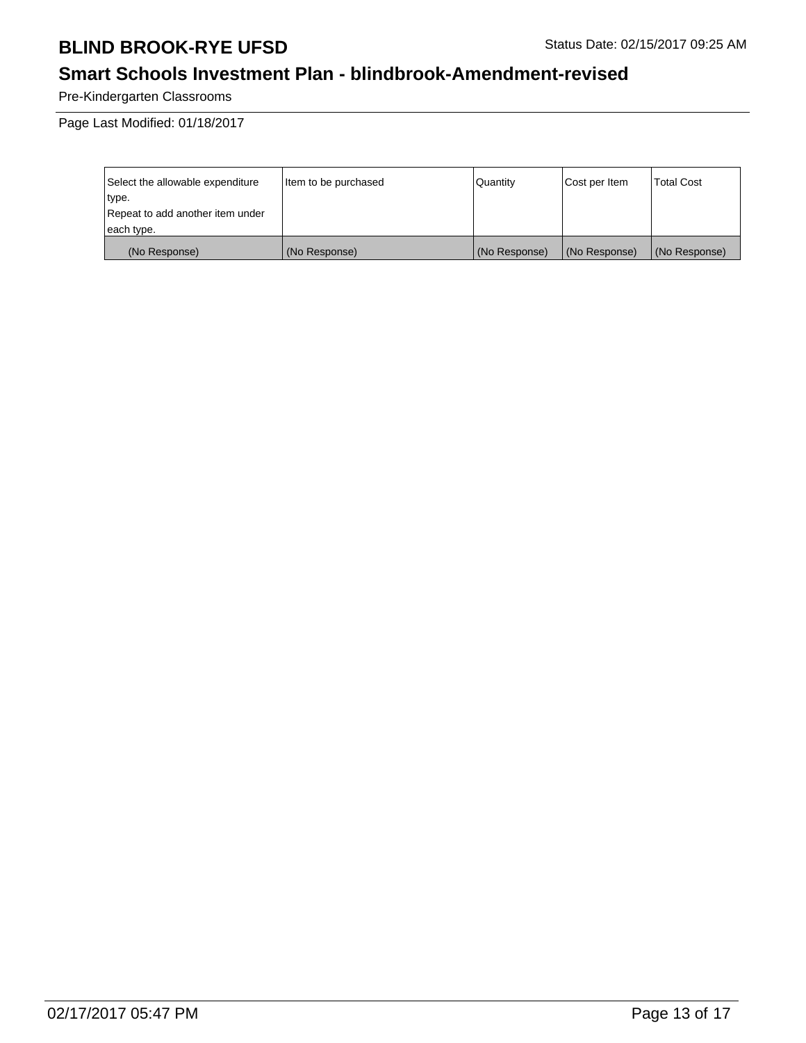# BLIND BROOK-RYE UFSD

Status Date: 02/15/2017 09:25 AM

## Smart Schools Investment Plan - blindbrook-Amendment-revised

Pre-Kindergarten Classrooms

Page Last Modified: 01/18/2017

| Select the allowable expenditure type. Repeat to add another item under each type. | Item to be purchased | Quantity | Cost per Item | Total Cost |
|---|---|---|---|---|
| (No Response) | (No Response) | (No Response) | (No Response) | (No Response) |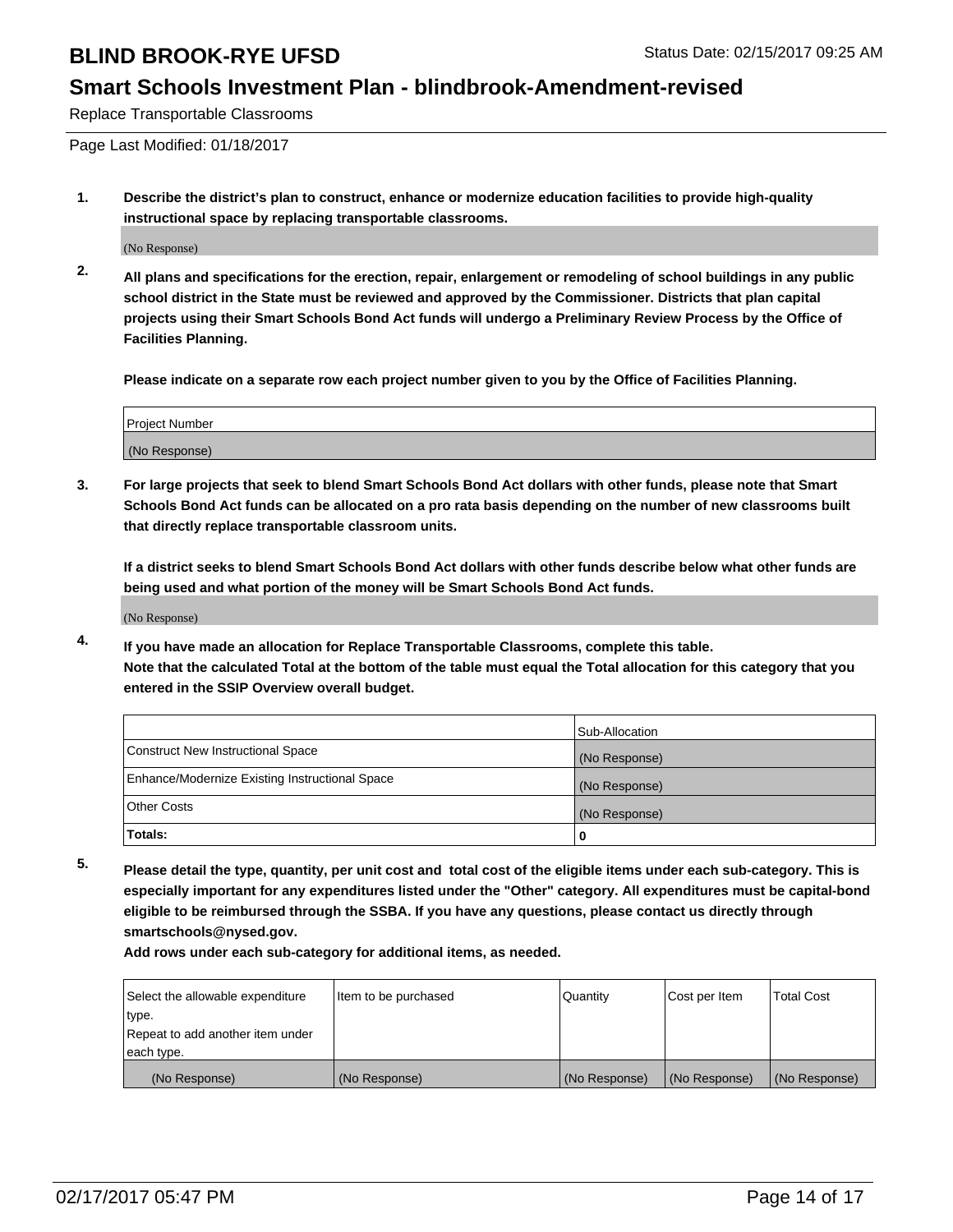# BLIND BROOK-RYE UFSD

Status Date: 02/15/2017 09:25 AM

## Smart Schools Investment Plan - blindbrook-Amendment-revised

Replace Transportable Classrooms

Page Last Modified: 01/18/2017

**1. Describe the district's plan to construct, enhance or modernize education facilities to provide high-quality instructional space by replacing transportable classrooms.**

(No Response)

**2. All plans and specifications for the erection, repair, enlargement or remodeling of school buildings in any public school district in the State must be reviewed and approved by the Commissioner. Districts that plan capital projects using their Smart Schools Bond Act funds will undergo a Preliminary Review Process by the Office of Facilities Planning.**

**Please indicate on a separate row each project number given to you by the Office of Facilities Planning.**

| Project Number |
|---|
| (No Response) |

**3. For large projects that seek to blend Smart Schools Bond Act dollars with other funds, please note that Smart Schools Bond Act funds can be allocated on a pro rata basis depending on the number of new classrooms built that directly replace transportable classroom units.**

**If a district seeks to blend Smart Schools Bond Act dollars with other funds describe below what other funds are being used and what portion of the money will be Smart Schools Bond Act funds.**

(No Response)

**4. If you have made an allocation for Replace Transportable Classrooms, complete this table. Note that the calculated Total at the bottom of the table must equal the Total allocation for this category that you entered in the SSIP Overview overall budget.**

| | Sub-Allocation |
|---|---|
| Construct New Instructional Space | (No Response) |
| Enhance/Modernize Existing Instructional Space | (No Response) |
| Other Costs | (No Response) |
| **Totals:** | **0** |

**5. Please detail the type, quantity, per unit cost and total cost of the eligible items under each sub-category. This is especially important for any expenditures listed under the "Other" category. All expenditures must be capital-bond eligible to be reimbursed through the SSBA. If you have any questions, please contact us directly through smartschools@nysed.gov.**

**Add rows under each sub-category for additional items, as needed.**

| Select the allowable expenditure type. Repeat to add another item under each type. | Item to be purchased | Quantity | Cost per Item | Total Cost |
|---|---|---|---|---|
| (No Response) | (No Response) | (No Response) | (No Response) | (No Response) |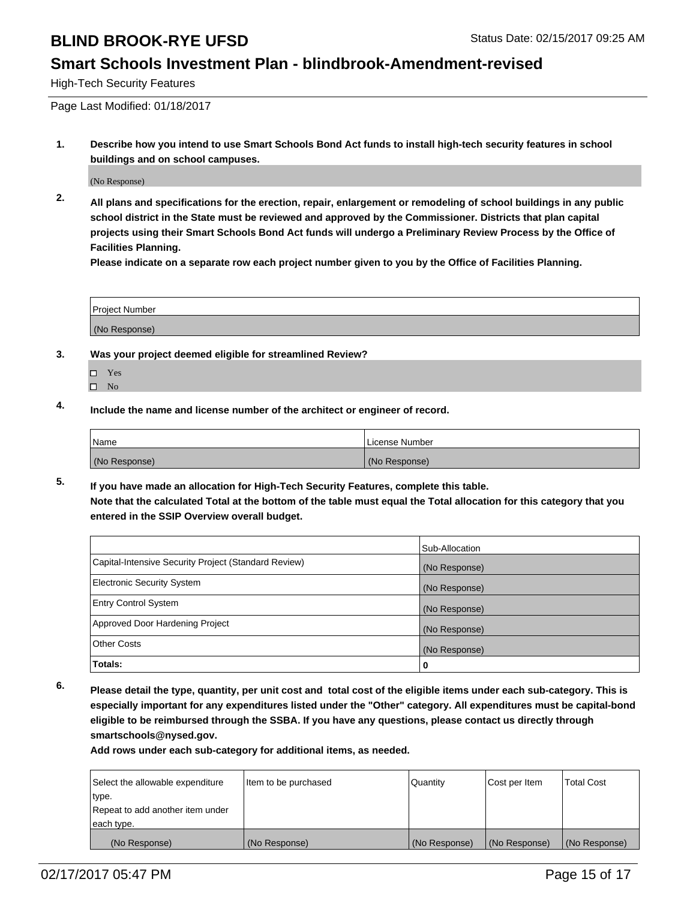# BLIND BROOK-RYE UFSD

Status Date: 02/15/2017 09:25 AM

## Smart Schools Investment Plan - blindbrook-Amendment-revised

High-Tech Security Features

Page Last Modified: 01/18/2017

**1. Describe how you intend to use Smart Schools Bond Act funds to install high-tech security features in school buildings and on school campuses.**

(No Response)

**2. All plans and specifications for the erection, repair, enlargement or remodeling of school buildings in any public school district in the State must be reviewed and approved by the Commissioner. Districts that plan capital projects using their Smart Schools Bond Act funds will undergo a Preliminary Review Process by the Office of Facilities Planning.**

**Please indicate on a separate row each project number given to you by the Office of Facilities Planning.**

| Project Number |
|---|
| (No Response) |

**3. Was your project deemed eligible for streamlined Review?**

- ☐ Yes
- ☐ No

**4. Include the name and license number of the architect or engineer of record.**

| Name | License Number |
|---|---|
| (No Response) | (No Response) |

**5. If you have made an allocation for High-Tech Security Features, complete this table.**
**Note that the calculated Total at the bottom of the table must equal the Total allocation for this category that you entered in the SSIP Overview overall budget.**

| | Sub-Allocation |
|---|---|
| Capital-Intensive Security Project (Standard Review) | (No Response) |
| Electronic Security System | (No Response) |
| Entry Control System | (No Response) |
| Approved Door Hardening Project | (No Response) |
| Other Costs | (No Response) |
| **Totals:** | **0** |

**6. Please detail the type, quantity, per unit cost and total cost of the eligible items under each sub-category. This is especially important for any expenditures listed under the "Other" category. All expenditures must be capital-bond eligible to be reimbursed through the SSBA. If you have any questions, please contact us directly through smartschools@nysed.gov.**

**Add rows under each sub-category for additional items, as needed.**

| Select the allowable expenditure type. Repeat to add another item under each type. | Item to be purchased | Quantity | Cost per Item | Total Cost |
|---|---|---|---|---|
| (No Response) | (No Response) | (No Response) | (No Response) | (No Response) |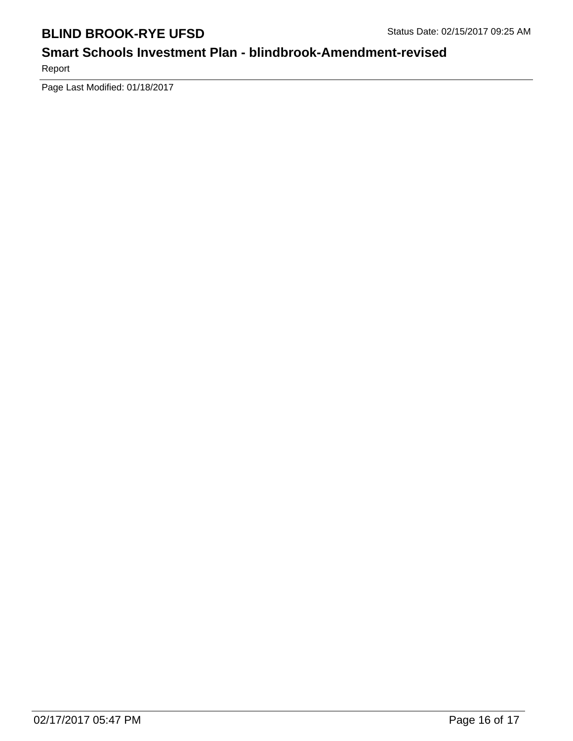Page Last Modified: 01/18/2017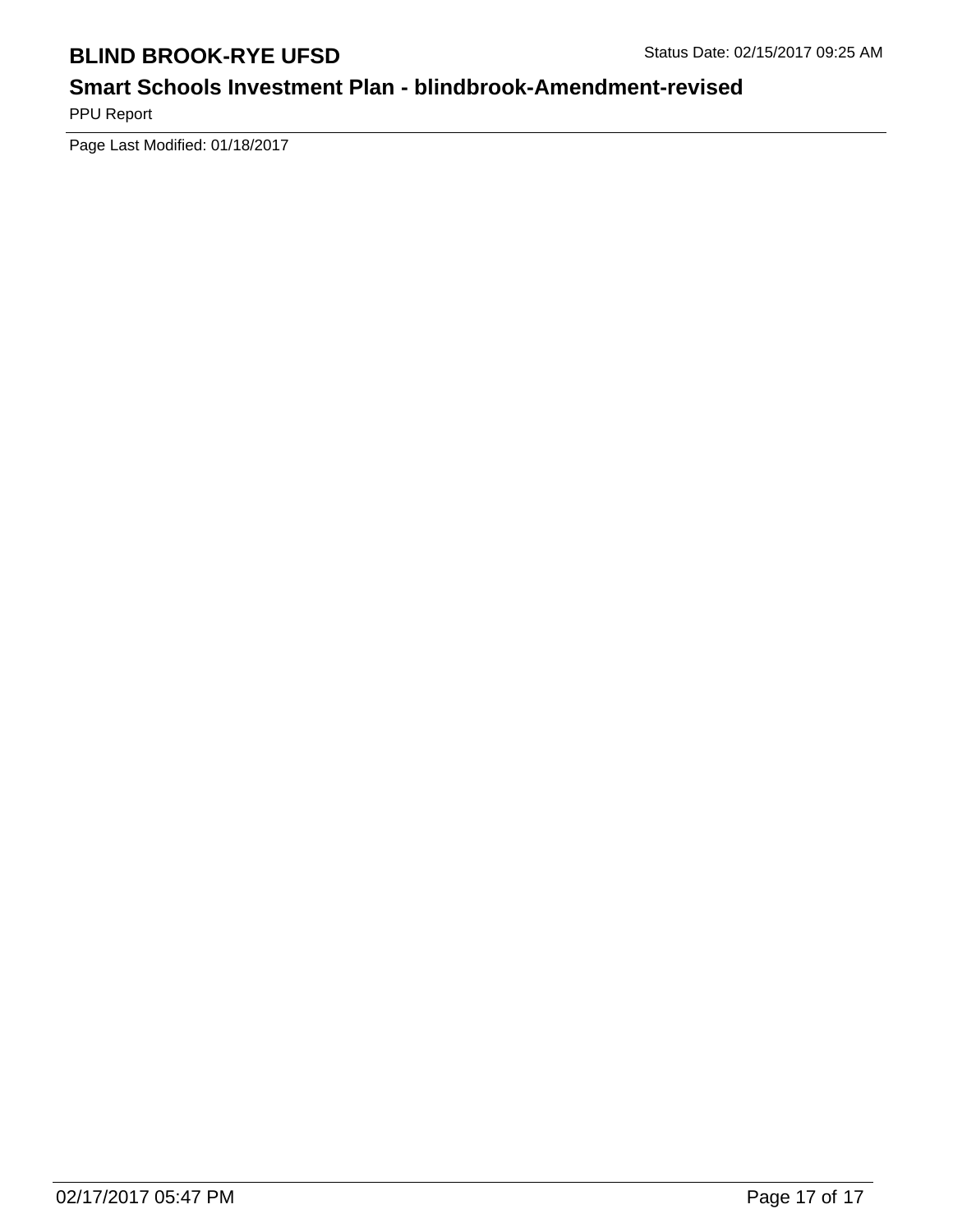Page Last Modified: 01/18/2017